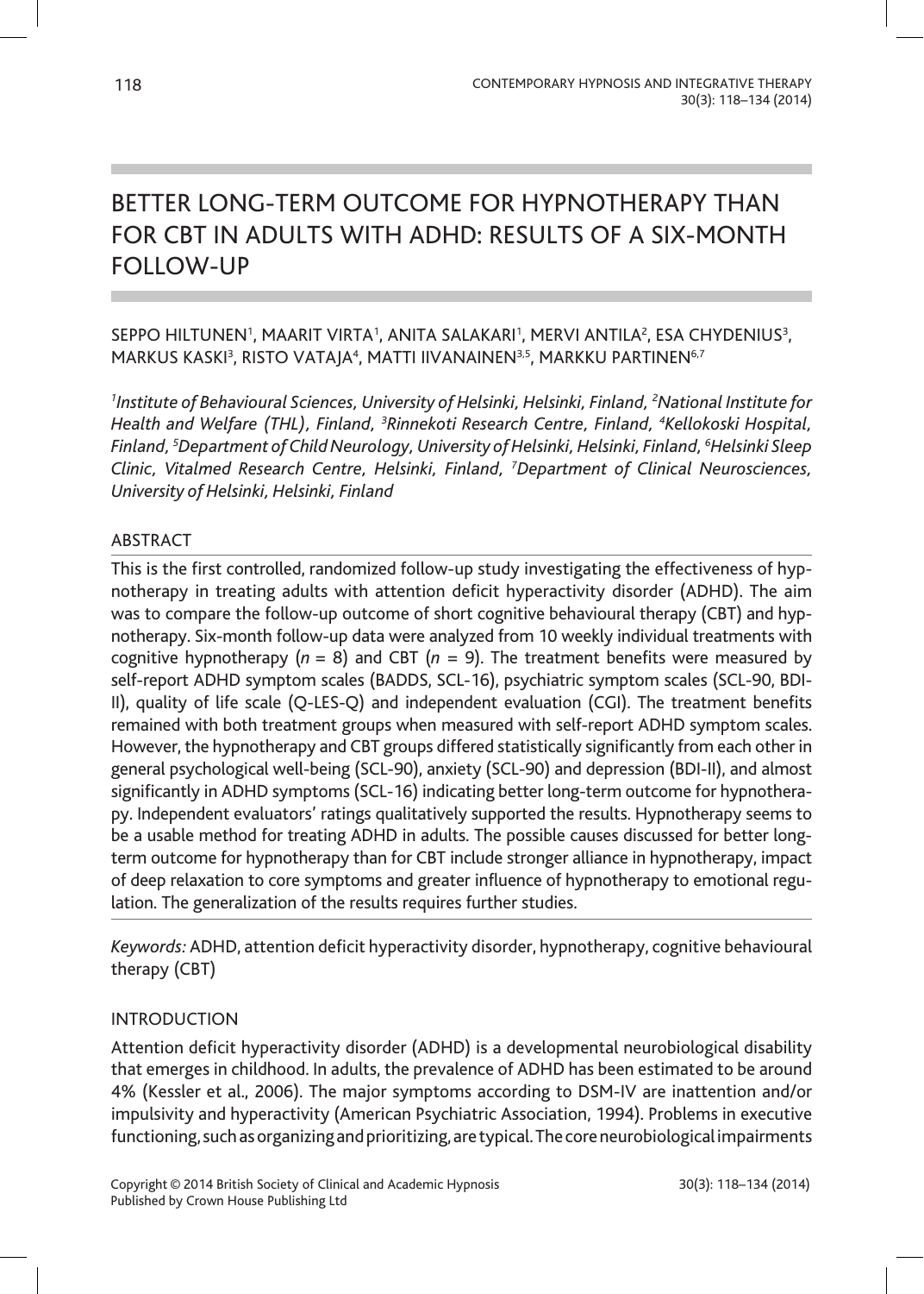# BETTER LONG-TERM OUTCOME FOR HYPNOTHERAPY THAN FOR CBT IN ADULTS WITH ADHD: RESULTS OF A SIX-MONTH FOLLOW-UP

SEPPO HILTUNEN[1], MAARIT VIRTA[1], ANITA SALAKARI[1], MERVI ANTILA[2], ESA CHYDENIUS[3], MARKUS KASKI[3], RISTO VATAJA[4], MATTI IIVANAINEN[3,5], MARKKU PARTINEN[6,7]

*[1]Institute of Behavioural Sciences, University of Helsinki, Helsinki, Finland, [2]National Institute for Health and Welfare (THL), Finland, [3]Rinnekoti Research Centre, Finland, [4]Kellokoski Hospital, Finland, [5]Department of Child Neurology, University of Helsinki, Helsinki, Finland, [6]Helsinki Sleep Clinic, Vitalmed Research Centre, Helsinki, Finland, [7]Department of Clinical Neurosciences, University of Helsinki, Helsinki, Finland*

## ABSTRACT

This is the first controlled, randomized follow-up study investigating the effectiveness of hypnotherapy in treating adults with attention deficit hyperactivity disorder (ADHD). The aim was to compare the follow-up outcome of short cognitive behavioural therapy (CBT) and hypnotherapy. Six-month follow-up data were analyzed from 10 weekly individual treatments with cognitive hypnotherapy ($n = 8$) and CBT ($n = 9$). The treatment benefits were measured by self-report ADHD symptom scales (BADDS, SCL-16), psychiatric symptom scales (SCL-90, BDI-II), quality of life scale (Q-LES-Q) and independent evaluation (CGI). The treatment benefits remained with both treatment groups when measured with self-report ADHD symptom scales. However, the hypnotherapy and CBT groups differed statistically significantly from each other in general psychological well-being (SCL-90), anxiety (SCL-90) and depression (BDI-II), and almost significantly in ADHD symptoms (SCL-16) indicating better long-term outcome for hypnotherapy. Independent evaluators' ratings qualitatively supported the results. Hypnotherapy seems to be a usable method for treating ADHD in adults. The possible causes discussed for better long-term outcome for hypnotherapy than for CBT include stronger alliance in hypnotherapy, impact of deep relaxation to core symptoms and greater influence of hypnotherapy to emotional regulation. The generalization of the results requires further studies.

*Keywords:* ADHD, attention deficit hyperactivity disorder, hypnotherapy, cognitive behavioural therapy (CBT)

## INTRODUCTION

Attention deficit hyperactivity disorder (ADHD) is a developmental neurobiological disability that emerges in childhood. In adults, the prevalence of ADHD has been estimated to be around 4% (Kessler et al., 2006). The major symptoms according to DSM-IV are inattention and/or impulsivity and hyperactivity (American Psychiatric Association, 1994). Problems in executive functioning, such as organizing and prioritizing, are typical. The core neurobiological impairments

Copyright © 2014 British Society of Clinical and Academic Hypnosis
Published by Crown House Publishing Ltd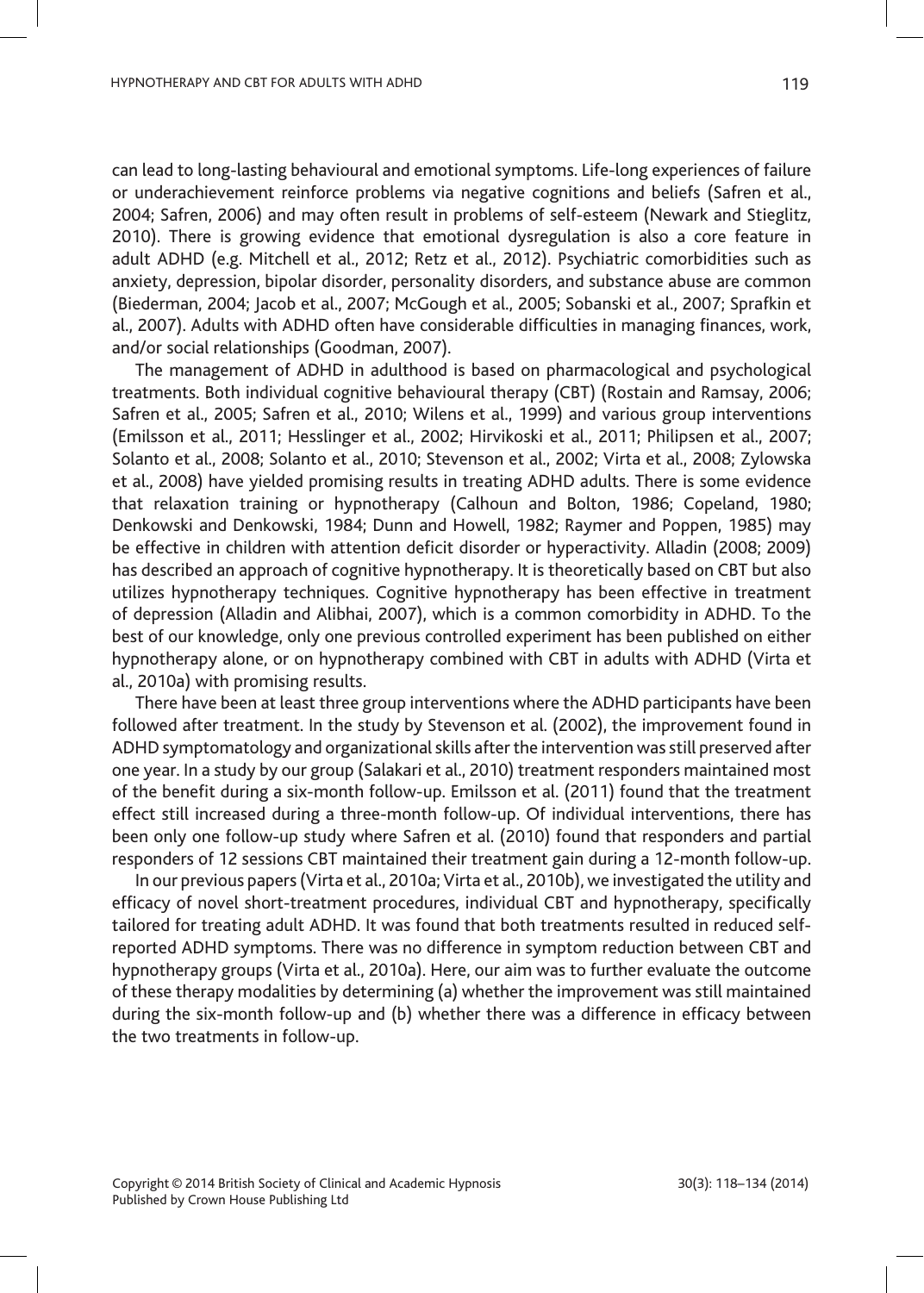can lead to long-lasting behavioural and emotional symptoms. Life-long experiences of failure or underachievement reinforce problems via negative cognitions and beliefs (Safren et al., 2004; Safren, 2006) and may often result in problems of self-esteem (Newark and Stieglitz, 2010). There is growing evidence that emotional dysregulation is also a core feature in adult ADHD (e.g. Mitchell et al., 2012; Retz et al., 2012). Psychiatric comorbidities such as anxiety, depression, bipolar disorder, personality disorders, and substance abuse are common (Biederman, 2004; Jacob et al., 2007; McGough et al., 2005; Sobanski et al., 2007; Sprafkin et al., 2007). Adults with ADHD often have considerable difficulties in managing finances, work, and/or social relationships (Goodman, 2007).

The management of ADHD in adulthood is based on pharmacological and psychological treatments. Both individual cognitive behavioural therapy (CBT) (Rostain and Ramsay, 2006; Safren et al., 2005; Safren et al., 2010; Wilens et al., 1999) and various group interventions (Emilsson et al., 2011; Hesslinger et al., 2002; Hirvikoski et al., 2011; Philipsen et al., 2007; Solanto et al., 2008; Solanto et al., 2010; Stevenson et al., 2002; Virta et al., 2008; Zylowska et al., 2008) have yielded promising results in treating ADHD adults. There is some evidence that relaxation training or hypnotherapy (Calhoun and Bolton, 1986; Copeland, 1980; Denkowski and Denkowski, 1984; Dunn and Howell, 1982; Raymer and Poppen, 1985) may be effective in children with attention deficit disorder or hyperactivity. Alladin (2008; 2009) has described an approach of cognitive hypnotherapy. It is theoretically based on CBT but also utilizes hypnotherapy techniques. Cognitive hypnotherapy has been effective in treatment of depression (Alladin and Alibhai, 2007), which is a common comorbidity in ADHD. To the best of our knowledge, only one previous controlled experiment has been published on either hypnotherapy alone, or on hypnotherapy combined with CBT in adults with ADHD (Virta et al., 2010a) with promising results.

There have been at least three group interventions where the ADHD participants have been followed after treatment. In the study by Stevenson et al. (2002), the improvement found in ADHD symptomatology and organizational skills after the intervention was still preserved after one year. In a study by our group (Salakari et al., 2010) treatment responders maintained most of the benefit during a six-month follow-up. Emilsson et al. (2011) found that the treatment effect still increased during a three-month follow-up. Of individual interventions, there has been only one follow-up study where Safren et al. (2010) found that responders and partial responders of 12 sessions CBT maintained their treatment gain during a 12-month follow-up.

In our previous papers (Virta et al., 2010a; Virta et al., 2010b), we investigated the utility and efficacy of novel short-treatment procedures, individual CBT and hypnotherapy, specifically tailored for treating adult ADHD. It was found that both treatments resulted in reduced self-reported ADHD symptoms. There was no difference in symptom reduction between CBT and hypnotherapy groups (Virta et al., 2010a). Here, our aim was to further evaluate the outcome of these therapy modalities by determining (a) whether the improvement was still maintained during the six-month follow-up and (b) whether there was a difference in efficacy between the two treatments in follow-up.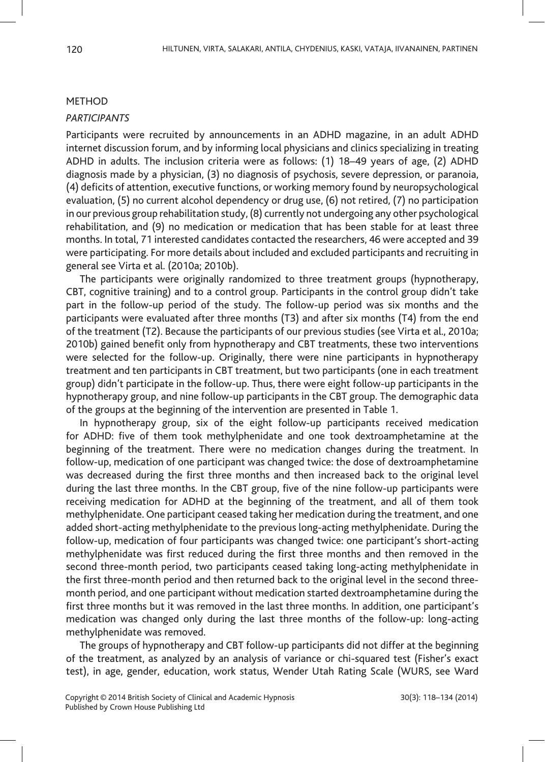## METHOD

### *PARTICIPANTS*

Participants were recruited by announcements in an ADHD magazine, in an adult ADHD internet discussion forum, and by informing local physicians and clinics specializing in treating ADHD in adults. The inclusion criteria were as follows: (1) 18–49 years of age, (2) ADHD diagnosis made by a physician, (3) no diagnosis of psychosis, severe depression, or paranoia, (4) deficits of attention, executive functions, or working memory found by neuropsychological evaluation, (5) no current alcohol dependency or drug use, (6) not retired, (7) no participation in our previous group rehabilitation study, (8) currently not undergoing any other psychological rehabilitation, and (9) no medication or medication that has been stable for at least three months. In total, 71 interested candidates contacted the researchers, 46 were accepted and 39 were participating. For more details about included and excluded participants and recruiting in general see Virta et al. (2010a; 2010b).

The participants were originally randomized to three treatment groups (hypnotherapy, CBT, cognitive training) and to a control group. Participants in the control group didn't take part in the follow-up period of the study. The follow-up period was six months and the participants were evaluated after three months (T3) and after six months (T4) from the end of the treatment (T2). Because the participants of our previous studies (see Virta et al., 2010a; 2010b) gained benefit only from hypnotherapy and CBT treatments, these two interventions were selected for the follow-up. Originally, there were nine participants in hypnotherapy treatment and ten participants in CBT treatment, but two participants (one in each treatment group) didn't participate in the follow-up. Thus, there were eight follow-up participants in the hypnotherapy group, and nine follow-up participants in the CBT group. The demographic data of the groups at the beginning of the intervention are presented in Table 1.

In hypnotherapy group, six of the eight follow-up participants received medication for ADHD: five of them took methylphenidate and one took dextroamphetamine at the beginning of the treatment. There were no medication changes during the treatment. In follow-up, medication of one participant was changed twice: the dose of dextroamphetamine was decreased during the first three months and then increased back to the original level during the last three months. In the CBT group, five of the nine follow-up participants were receiving medication for ADHD at the beginning of the treatment, and all of them took methylphenidate. One participant ceased taking her medication during the treatment, and one added short-acting methylphenidate to the previous long-acting methylphenidate. During the follow-up, medication of four participants was changed twice: one participant's short-acting methylphenidate was first reduced during the first three months and then removed in the second three-month period, two participants ceased taking long-acting methylphenidate in the first three-month period and then returned back to the original level in the second three-month period, and one participant without medication started dextroamphetamine during the first three months but it was removed in the last three months. In addition, one participant's medication was changed only during the last three months of the follow-up: long-acting methylphenidate was removed.

The groups of hypnotherapy and CBT follow-up participants did not differ at the beginning of the treatment, as analyzed by an analysis of variance or chi-squared test (Fisher's exact test), in age, gender, education, work status, Wender Utah Rating Scale (WURS, see Ward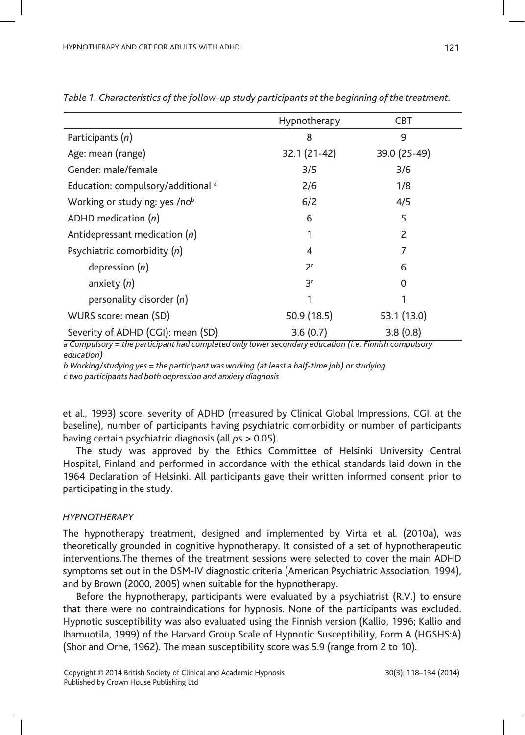*Table 1. Characteristics of the follow-up study participants at the beginning of the treatment.*

| | Hypnotherapy | CBT |
|---|---|---|
| Participants (*n*) | 8 | 9 |
| Age: mean (range) | 32.1 (21-42) | 39.0 (25-49) |
| Gender: male/female | 3/5 | 3/6 |
| Education: compulsory/additional [a] | 2/6 | 1/8 |
| Working or studying: yes /no[b] | 6/2 | 4/5 |
| ADHD medication (*n*) | 6 | 5 |
| Antidepressant medication (*n*) | 1 | 2 |
| Psychiatric comorbidity (*n*) | 4 | 7 |
| depression (*n*) | 2[c] | 6 |
| anxiety (*n*) | 3[c] | 0 |
| personality disorder (*n*) | 1 | 1 |
| WURS score: mean (SD) | 50.9 (18.5) | 53.1 (13.0) |
| Severity of ADHD (CGI): mean (SD) | 3.6 (0.7) | 3.8 (0.8) |

*a Compulsory = the participant had completed only lower secondary education (i.e. Finnish compulsory education)*

*b Working/studying yes = the participant was working (at least a half-time job) or studying*

*c two participants had both depression and anxiety diagnosis*

et al., 1993) score, severity of ADHD (measured by Clinical Global Impressions, CGI, at the baseline), number of participants having psychiatric comorbidity or number of participants having certain psychiatric diagnosis (all $p$s > 0.05).

The study was approved by the Ethics Committee of Helsinki University Central Hospital, Finland and performed in accordance with the ethical standards laid down in the 1964 Declaration of Helsinki. All participants gave their written informed consent prior to participating in the study.

### *HYPNOTHERAPY*

The hypnotherapy treatment, designed and implemented by Virta et al. (2010a), was theoretically grounded in cognitive hypnotherapy. It consisted of a set of hypnotherapeutic interventions.The themes of the treatment sessions were selected to cover the main ADHD symptoms set out in the DSM-IV diagnostic criteria (American Psychiatric Association, 1994), and by Brown (2000, 2005) when suitable for the hypnotherapy.

Before the hypnotherapy, participants were evaluated by a psychiatrist (R.V.) to ensure that there were no contraindications for hypnosis. None of the participants was excluded. Hypnotic susceptibility was also evaluated using the Finnish version (Kallio, 1996; Kallio and Ihamuotila, 1999) of the Harvard Group Scale of Hypnotic Susceptibility, Form A (HGSHS:A) (Shor and Orne, 1962). The mean susceptibility score was 5.9 (range from 2 to 10).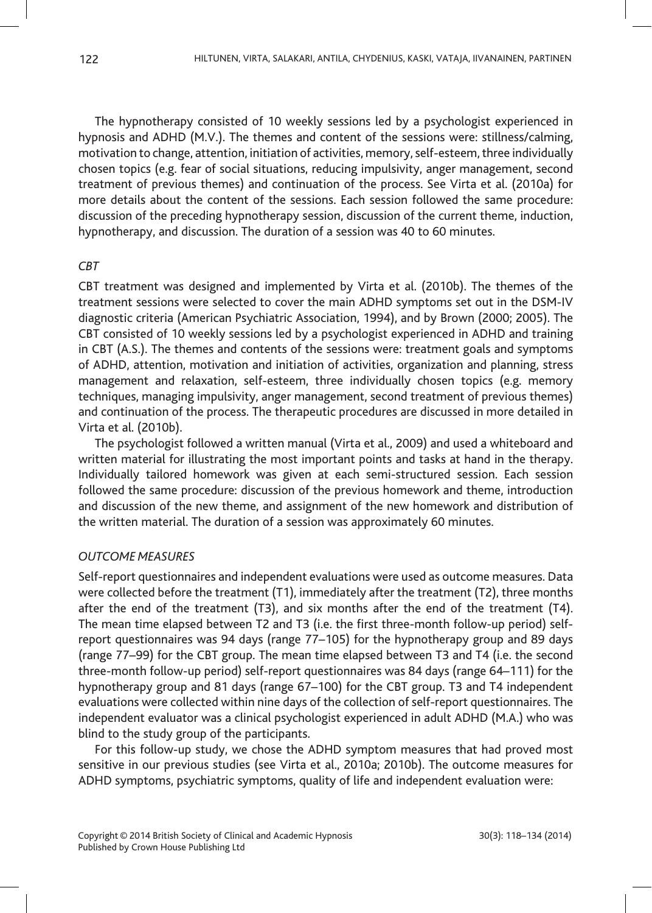The hypnotherapy consisted of 10 weekly sessions led by a psychologist experienced in hypnosis and ADHD (M.V.). The themes and content of the sessions were: stillness/calming, motivation to change, attention, initiation of activities, memory, self-esteem, three individually chosen topics (e.g. fear of social situations, reducing impulsivity, anger management, second treatment of previous themes) and continuation of the process. See Virta et al. (2010a) for more details about the content of the sessions. Each session followed the same procedure: discussion of the preceding hypnotherapy session, discussion of the current theme, induction, hypnotherapy, and discussion. The duration of a session was 40 to 60 minutes.

### *CBT*

CBT treatment was designed and implemented by Virta et al. (2010b). The themes of the treatment sessions were selected to cover the main ADHD symptoms set out in the DSM-IV diagnostic criteria (American Psychiatric Association, 1994), and by Brown (2000; 2005). The CBT consisted of 10 weekly sessions led by a psychologist experienced in ADHD and training in CBT (A.S.). The themes and contents of the sessions were: treatment goals and symptoms of ADHD, attention, motivation and initiation of activities, organization and planning, stress management and relaxation, self-esteem, three individually chosen topics (e.g. memory techniques, managing impulsivity, anger management, second treatment of previous themes) and continuation of the process. The therapeutic procedures are discussed in more detailed in Virta et al. (2010b).

The psychologist followed a written manual (Virta et al., 2009) and used a whiteboard and written material for illustrating the most important points and tasks at hand in the therapy. Individually tailored homework was given at each semi-structured session. Each session followed the same procedure: discussion of the previous homework and theme, introduction and discussion of the new theme, and assignment of the new homework and distribution of the written material. The duration of a session was approximately 60 minutes.

### *OUTCOME MEASURES*

Self-report questionnaires and independent evaluations were used as outcome measures. Data were collected before the treatment (T1), immediately after the treatment (T2), three months after the end of the treatment (T3), and six months after the end of the treatment (T4). The mean time elapsed between T2 and T3 (i.e. the first three-month follow-up period) self-report questionnaires was 94 days (range 77–105) for the hypnotherapy group and 89 days (range 77–99) for the CBT group. The mean time elapsed between T3 and T4 (i.e. the second three-month follow-up period) self-report questionnaires was 84 days (range 64–111) for the hypnotherapy group and 81 days (range 67–100) for the CBT group. T3 and T4 independent evaluations were collected within nine days of the collection of self-report questionnaires. The independent evaluator was a clinical psychologist experienced in adult ADHD (M.A.) who was blind to the study group of the participants.

For this follow-up study, we chose the ADHD symptom measures that had proved most sensitive in our previous studies (see Virta et al., 2010a; 2010b). The outcome measures for ADHD symptoms, psychiatric symptoms, quality of life and independent evaluation were: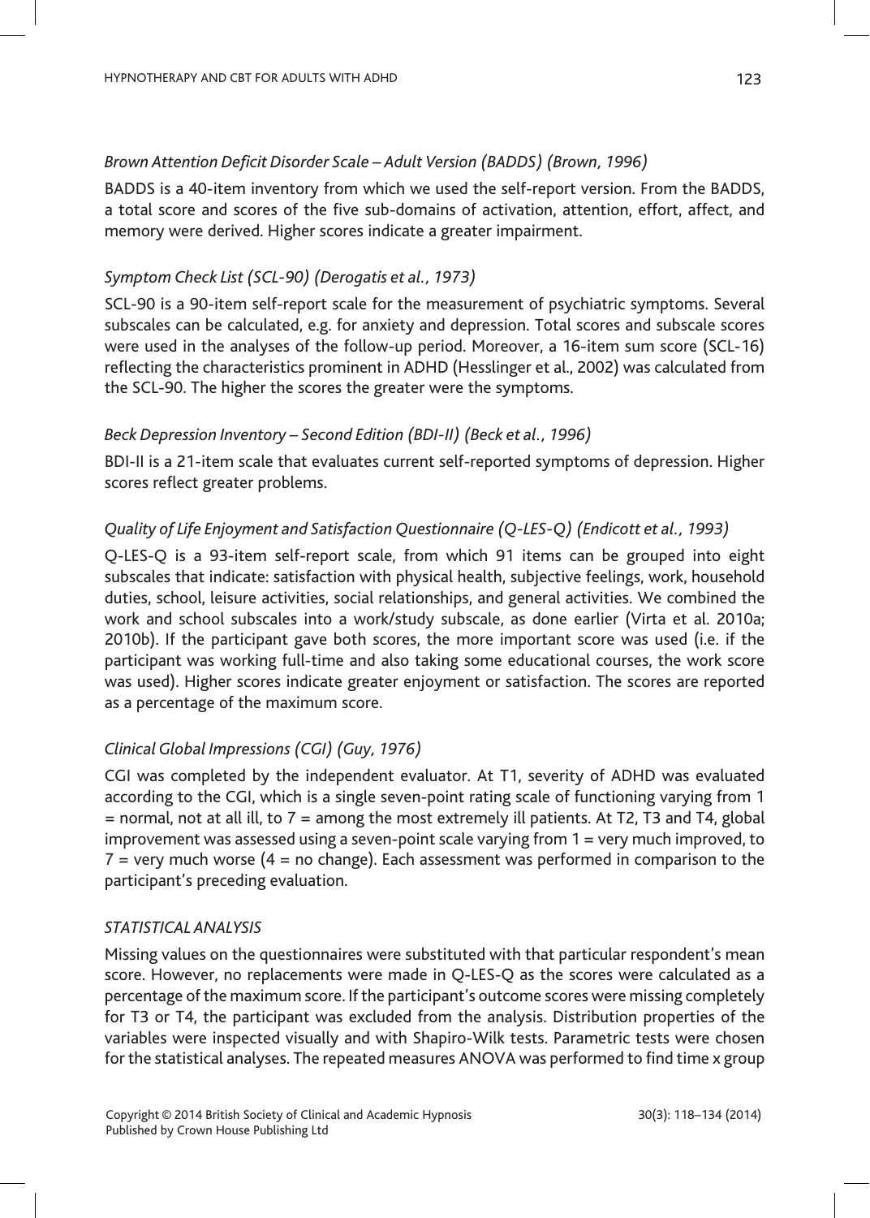*Brown Attention Deficit Disorder Scale – Adult Version (BADDS) (Brown, 1996)*

BADDS is a 40-item inventory from which we used the self-report version. From the BADDS, a total score and scores of the five sub-domains of activation, attention, effort, affect, and memory were derived. Higher scores indicate a greater impairment.

*Symptom Check List (SCL-90) (Derogatis et al., 1973)*

SCL-90 is a 90-item self-report scale for the measurement of psychiatric symptoms. Several subscales can be calculated, e.g. for anxiety and depression. Total scores and subscale scores were used in the analyses of the follow-up period. Moreover, a 16-item sum score (SCL-16) reflecting the characteristics prominent in ADHD (Hesslinger et al., 2002) was calculated from the SCL-90. The higher the scores the greater were the symptoms.

*Beck Depression Inventory – Second Edition (BDI-II) (Beck et al., 1996)*

BDI-II is a 21-item scale that evaluates current self-reported symptoms of depression. Higher scores reflect greater problems.

*Quality of Life Enjoyment and Satisfaction Questionnaire (Q-LES-Q) (Endicott et al., 1993)*

Q-LES-Q is a 93-item self-report scale, from which 91 items can be grouped into eight subscales that indicate: satisfaction with physical health, subjective feelings, work, household duties, school, leisure activities, social relationships, and general activities. We combined the work and school subscales into a work/study subscale, as done earlier (Virta et al. 2010a; 2010b). If the participant gave both scores, the more important score was used (i.e. if the participant was working full-time and also taking some educational courses, the work score was used). Higher scores indicate greater enjoyment or satisfaction. The scores are reported as a percentage of the maximum score.

*Clinical Global Impressions (CGI) (Guy, 1976)*

CGI was completed by the independent evaluator. At T1, severity of ADHD was evaluated according to the CGI, which is a single seven-point rating scale of functioning varying from 1 = normal, not at all ill, to 7 = among the most extremely ill patients. At T2, T3 and T4, global improvement was assessed using a seven-point scale varying from 1 = very much improved, to 7 = very much worse (4 = no change). Each assessment was performed in comparison to the participant's preceding evaluation.

### *STATISTICAL ANALYSIS*

Missing values on the questionnaires were substituted with that particular respondent's mean score. However, no replacements were made in Q-LES-Q as the scores were calculated as a percentage of the maximum score. If the participant's outcome scores were missing completely for T3 or T4, the participant was excluded from the analysis. Distribution properties of the variables were inspected visually and with Shapiro-Wilk tests. Parametric tests were chosen for the statistical analyses. The repeated measures ANOVA was performed to find time x group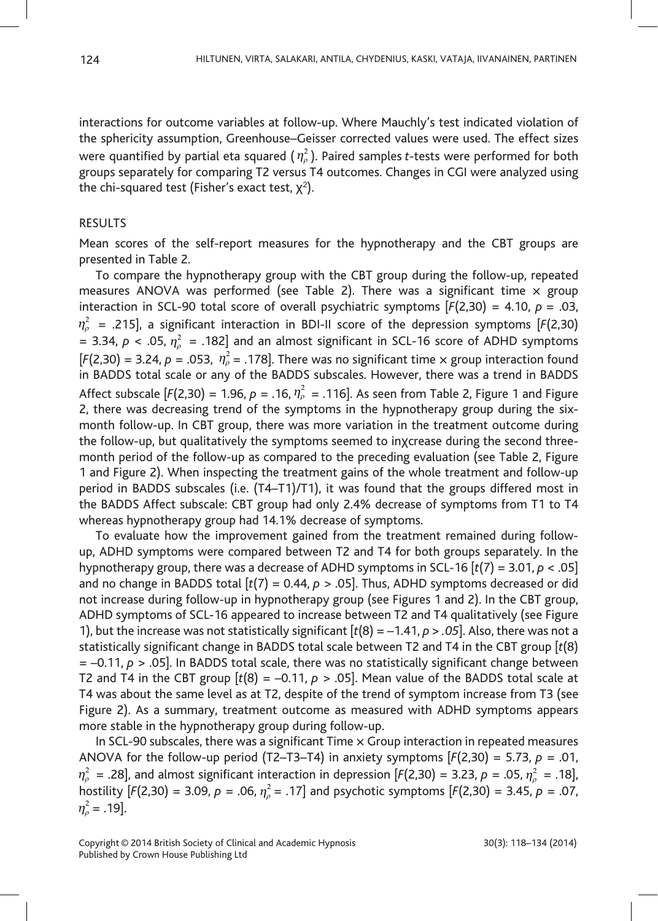interactions for outcome variables at follow-up. Where Mauchly's test indicated violation of the sphericity assumption, Greenhouse–Geisser corrected values were used. The effect sizes were quantified by partial eta squared ($\eta_\rho^2$). Paired samples *t*-tests were performed for both groups separately for comparing T2 versus T4 outcomes. Changes in CGI were analyzed using the chi-squared test (Fisher's exact test, $\chi^2$).

## RESULTS

Mean scores of the self-report measures for the hypnotherapy and the CBT groups are presented in Table 2.

To compare the hypnotherapy group with the CBT group during the follow-up, repeated measures ANOVA was performed (see Table 2). There was a significant time × group interaction in SCL-90 total score of overall psychiatric symptoms [$F(2,30) = 4.10$, $p = .03$, $\eta_\rho^2 = .215$], a significant interaction in BDI-II score of the depression symptoms [$F(2,30) = 3.34$, $p < .05$, $\eta_\rho^2 = .182$] and an almost significant in SCL-16 score of ADHD symptoms [$F(2,30) = 3.24$, $p = .053$, $\eta_\rho^2 = .178$]. There was no significant time × group interaction found in BADDS total scale or any of the BADDS subscales. However, there was a trend in BADDS Affect subscale [$F(2,30) = 1.96$, $p = .16$, $\eta_\rho^2 = .116$]. As seen from Table 2, Figure 1 and Figure 2, there was decreasing trend of the symptoms in the hypnotherapy group during the six-month follow-up. In CBT group, there was more variation in the treatment outcome during the follow-up, but qualitatively the symptoms seemed to inχcrease during the second three-month period of the follow-up as compared to the preceding evaluation (see Table 2, Figure 1 and Figure 2). When inspecting the treatment gains of the whole treatment and follow-up period in BADDS subscales (i.e. (T4–T1)/T1), it was found that the groups differed most in the BADDS Affect subscale: CBT group had only 2.4% decrease of symptoms from T1 to T4 whereas hypnotherapy group had 14.1% decrease of symptoms.

To evaluate how the improvement gained from the treatment remained during follow-up, ADHD symptoms were compared between T2 and T4 for both groups separately. In the hypnotherapy group, there was a decrease of ADHD symptoms in SCL-16 [$t(7) = 3.01$, $p < .05$] and no change in BADDS total [$t(7) = 0.44$, $p > .05$]. Thus, ADHD symptoms decreased or did not increase during follow-up in hypnotherapy group (see Figures 1 and 2). In the CBT group, ADHD symptoms of SCL-16 appeared to increase between T2 and T4 qualitatively (see Figure 1), but the increase was not statistically significant [$t(8) = -1.41$, $p > .05$]. Also, there was not a statistically significant change in BADDS total scale between T2 and T4 in the CBT group [$t(8) = -0.11$, $p > .05$]. In BADDS total scale, there was no statistically significant change between T2 and T4 in the CBT group [$t(8) = -0.11$, $p > .05$]. Mean value of the BADDS total scale at T4 was about the same level as at T2, despite of the trend of symptom increase from T3 (see Figure 2). As a summary, treatment outcome as measured with ADHD symptoms appears more stable in the hypnotherapy group during follow-up.

In SCL-90 subscales, there was a significant Time × Group interaction in repeated measures ANOVA for the follow-up period (T2–T3–T4) in anxiety symptoms [$F(2,30) = 5.73$, $p = .01$, $\eta_\rho^2 = .28$], and almost significant interaction in depression [$F(2,30) = 3.23$, $p = .05$, $\eta_\rho^2 = .18$], hostility [$F(2,30) = 3.09$, $p = .06$, $\eta_\rho^2 = .17$] and psychotic symptoms [$F(2,30) = 3.45$, $p = .07$, $\eta_\rho^2 = .19$].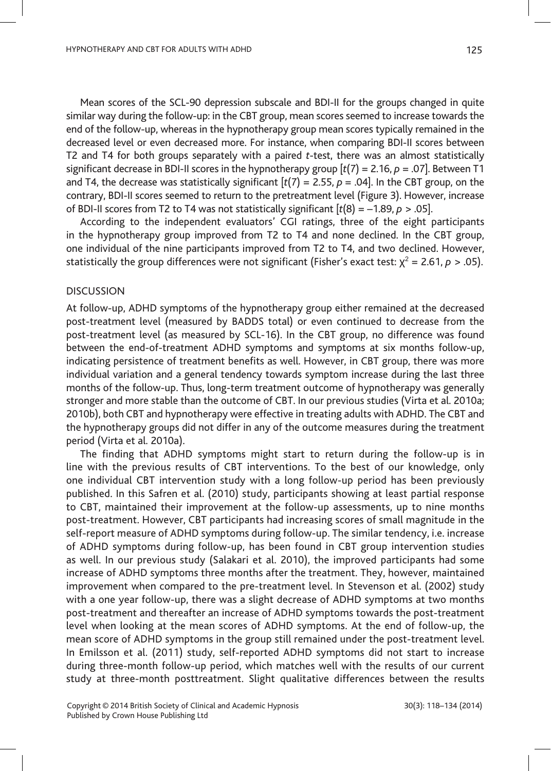Mean scores of the SCL-90 depression subscale and BDI-II for the groups changed in quite similar way during the follow-up: in the CBT group, mean scores seemed to increase towards the end of the follow-up, whereas in the hypnotherapy group mean scores typically remained in the decreased level or even decreased more. For instance, when comparing BDI-II scores between T2 and T4 for both groups separately with a paired *t*-test, there was an almost statistically significant decrease in BDI-II scores in the hypnotherapy group [$t(7) = 2.16$, $p = .07$]. Between T1 and T4, the decrease was statistically significant [$t(7) = 2.55$, $p = .04$]. In the CBT group, on the contrary, BDI-II scores seemed to return to the pretreatment level (Figure 3). However, increase of BDI-II scores from T2 to T4 was not statistically significant [$t(8) = -1.89$, $p > .05$].

According to the independent evaluators' CGI ratings, three of the eight participants in the hypnotherapy group improved from T2 to T4 and none declined. In the CBT group, one individual of the nine participants improved from T2 to T4, and two declined. However, statistically the group differences were not significant (Fisher's exact test: $\chi^2 = 2.61$, $p > .05$).

## DISCUSSION

At follow-up, ADHD symptoms of the hypnotherapy group either remained at the decreased post-treatment level (measured by BADDS total) or even continued to decrease from the post-treatment level (as measured by SCL-16). In the CBT group, no difference was found between the end-of-treatment ADHD symptoms and symptoms at six months follow-up, indicating persistence of treatment benefits as well. However, in CBT group, there was more individual variation and a general tendency towards symptom increase during the last three months of the follow-up. Thus, long-term treatment outcome of hypnotherapy was generally stronger and more stable than the outcome of CBT. In our previous studies (Virta et al. 2010a; 2010b), both CBT and hypnotherapy were effective in treating adults with ADHD. The CBT and the hypnotherapy groups did not differ in any of the outcome measures during the treatment period (Virta et al. 2010a).

The finding that ADHD symptoms might start to return during the follow-up is in line with the previous results of CBT interventions. To the best of our knowledge, only one individual CBT intervention study with a long follow-up period has been previously published. In this Safren et al. (2010) study, participants showing at least partial response to CBT, maintained their improvement at the follow-up assessments, up to nine months post-treatment. However, CBT participants had increasing scores of small magnitude in the self-report measure of ADHD symptoms during follow-up. The similar tendency, i.e. increase of ADHD symptoms during follow-up, has been found in CBT group intervention studies as well. In our previous study (Salakari et al. 2010), the improved participants had some increase of ADHD symptoms three months after the treatment. They, however, maintained improvement when compared to the pre-treatment level. In Stevenson et al. (2002) study with a one year follow-up, there was a slight decrease of ADHD symptoms at two months post-treatment and thereafter an increase of ADHD symptoms towards the post-treatment level when looking at the mean scores of ADHD symptoms. At the end of follow-up, the mean score of ADHD symptoms in the group still remained under the post-treatment level. In Emilsson et al. (2011) study, self-reported ADHD symptoms did not start to increase during three-month follow-up period, which matches well with the results of our current study at three-month posttreatment. Slight qualitative differences between the results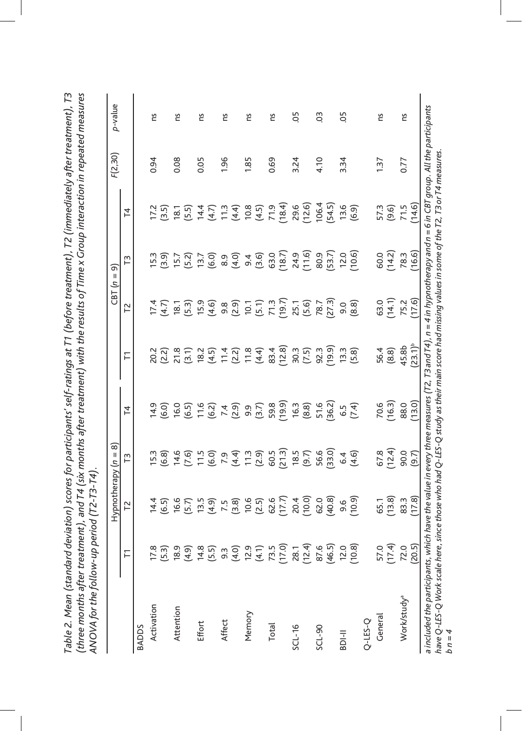Table 2. Mean (standard deviation) scores for participants' self-ratings at T1 (before treatment), T2 (immediately after treatment), T3 (three months after treatment), and T4 (six months after treatment) with the results of Time x Group interaction in repeated measures ANOVA for the follow-up period (T2-T3-T4).

| | Hypnotherapy ($n = 8$) | | | | CBT ($n = 9$) | | | | $F(2,30)$ | $p$-value |
|---|---|---|---|---|---|---|---|---|---|---|
| | T1 | T2 | T3 | T4 | T1 | T2 | T3 | T4 | | |
| BADDS | | | | | | | | | | |
| Activation | 17.8 (5.3) | 14.4 (6.5) | 15.3 (6.8) | 14.9 (6.0) | 20.2 (2.2) | 17.4 (4.7) | 15.3 (3.9) | 17.2 (3.5) | 0.94 | ns |
| Attention | 18.9 (4.9) | 16.6 (5.7) | 14.6 (7.6) | 16.0 (6.5) | 21.8 (3.1) | 18.1 (5.3) | 15.7 (5.2) | 18.1 (5.5) | 0.08 | ns |
| Effort | 14.8 (5.5) | 13.5 (4.9) | 11.5 (6.0) | 11.6 (6.2) | 18.2 (4.5) | 15.9 (4.6) | 13.7 (6.0) | 14.4 (4.7) | 0.05 | ns |
| Affect | 9.3 (4.0) | 7.5 (3.8) | 7.9 (4.4) | 7.4 (2.9) | 11.4 (2.2) | 9.8 (2.9) | 8.9 (4.0) | 11.3 (4.4) | 1.96 | ns |
| Memory | 12.9 (4.1) | 10.6 (2.5) | 11.3 (2.9) | 9.9 (3.7) | 11.8 (4.4) | 10.1 (5.1) | 9.4 (3.6) | 10.8 (4.5) | 1.85 | ns |
| Total | 73.5 (17.0) | 62.6 (17.7) | 60.5 (21.3) | 59.8 (19.9) | 83.4 (12.8) | 71.3 (19.7) | 63.0 (18.7) | 71.9 (18.4) | 0.69 | ns |
| SCL-16 | 28.1 (12.4) | 20.4 (10.0) | 18.5 (9.7) | 16.3 (8.8) | 30.3 (7.5) | 25.1 (5.6) | 24.9 (11.6) | 29.6 (12.6) | 3.24 | .05 |
| SCL-90 | 87.6 (46.5) | 62.0 (40.8) | 56.6 (33.0) | 51.6 (36.2) | 92.3 (19.9) | 78.7 (27.3) | 80.9 (53.7) | 106.4 (54.5) | 4.10 | .03 |
| BDI-II | 12.0 (10.8) | 9.6 (10.9) | 6.4 (4.6) | 6.5 (7.4) | 13.3 (5.8) | 9.0 (8.8) | 12.0 (10.6) | 13.6 (6.9) | 3.34 | .05 |
| Q-LES-Q | | | | | | | | | | |
| General | 57.0 (17.4) | 65.1 (13.8) | 67.8 (12.4) | 70.6 (16.3) | 56.4 (8.8) | 63.0 (14.1) | 60.0 (14.2) | 57.3 (9.6) | 1.37 | ns |
| Work/study[a] | 72.0 (20.5) | 83.3 (17.8) | 90.0 (9.7) | 88.0 (13.0) | 45.8b (23.1)[b] | 75.2 (17.6) | 78.3 (16.6) | 71.5 (14.6) | 0.77 | ns |

a included the participants, which have the value in every three measures (T2, T3 and T4), $n = 4$ in hypnotherapy and $n = 6$ in CBT group. All the participants have Q-LES-Q Work scale here, since those who had Q-LES-Q study as their main score had missing values in some of the T2, T3 or T4 measures.
b $n = 4$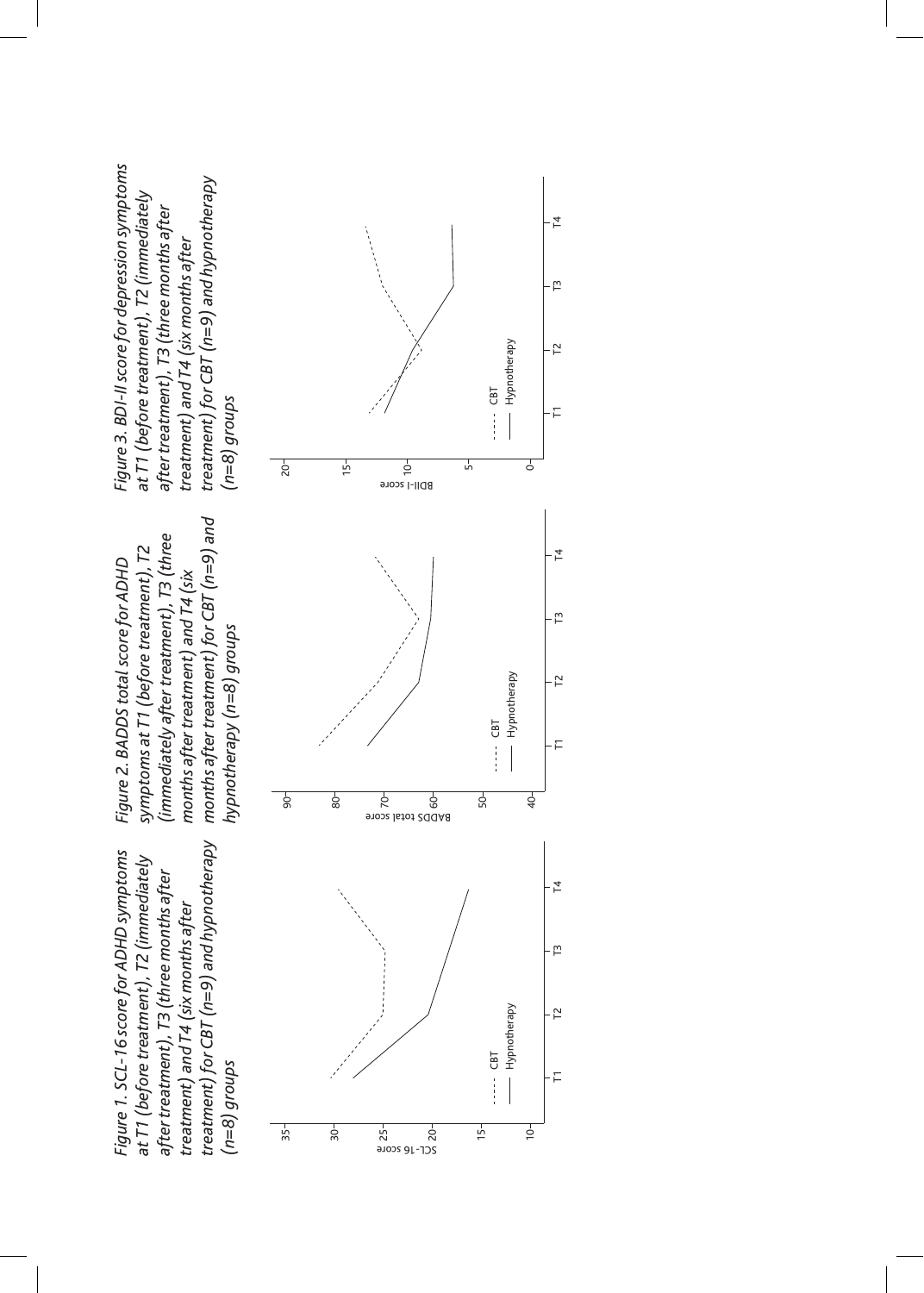*Figure 1. SCL-16 score for ADHD symptoms at T1 (before treatment), T2 (immediately after treatment), T3 (three months after treatment) and T4 (six months after treatment) for CBT (n=9) and hypnotherapy (n=8) groups*

*Figure 2. BADDS total score for ADHD symptoms at T1 (before treatment), T2 (immediately after treatment), T3 (three months after treatment) and T4 (six months after treatment) for CBT (n=9) and hypnotherapy (n=8) groups*

*Figure 3. BDI-II score for depression symptoms at T1 (before treatment), T2 (immediately after treatment), T3 (three months after treatment) and T4 (six months after treatment) for CBT (n=9) and hypnotherapy (n=8) groups*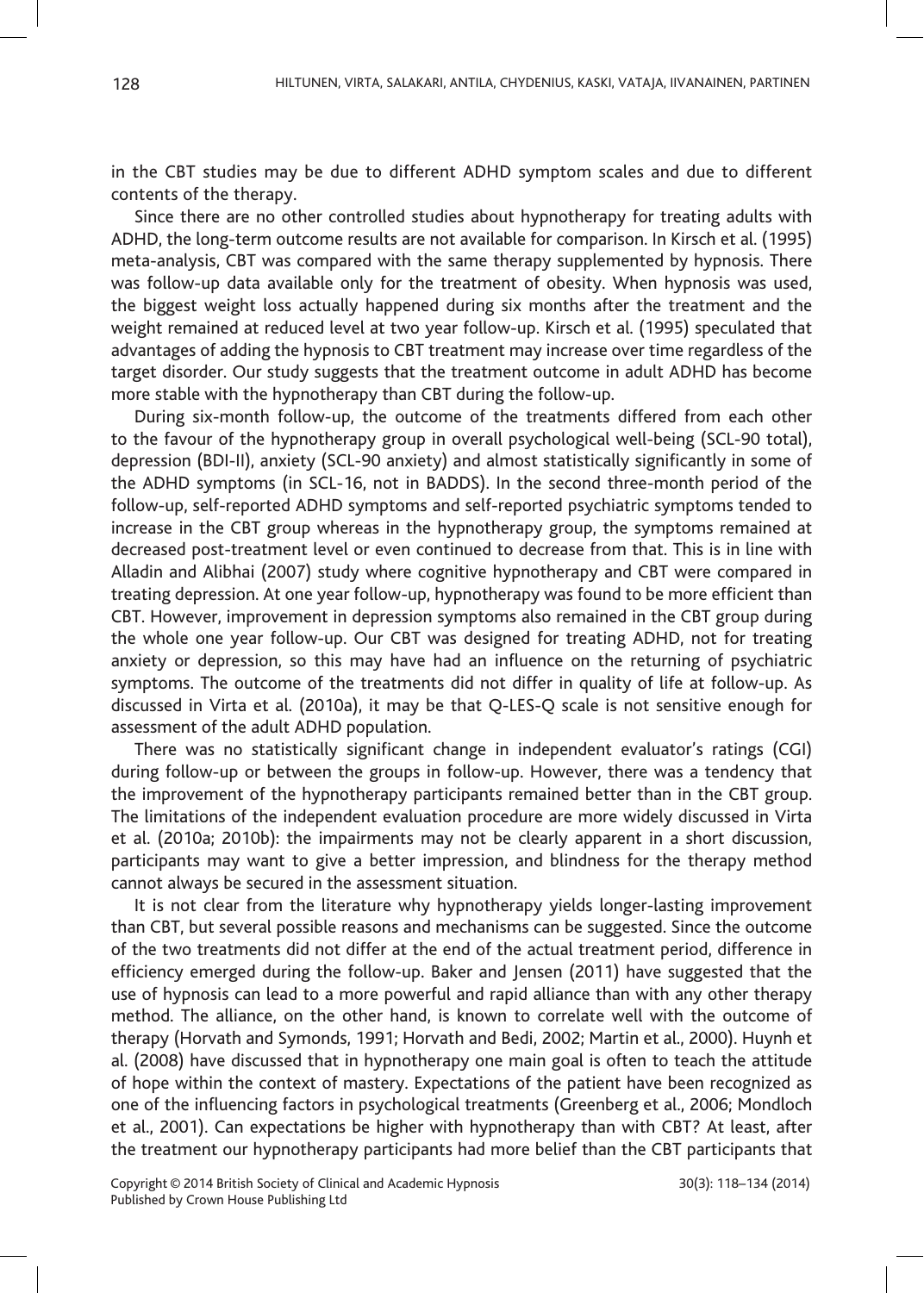in the CBT studies may be due to different ADHD symptom scales and due to different contents of the therapy.

Since there are no other controlled studies about hypnotherapy for treating adults with ADHD, the long-term outcome results are not available for comparison. In Kirsch et al. (1995) meta-analysis, CBT was compared with the same therapy supplemented by hypnosis. There was follow-up data available only for the treatment of obesity. When hypnosis was used, the biggest weight loss actually happened during six months after the treatment and the weight remained at reduced level at two year follow-up. Kirsch et al. (1995) speculated that advantages of adding the hypnosis to CBT treatment may increase over time regardless of the target disorder. Our study suggests that the treatment outcome in adult ADHD has become more stable with the hypnotherapy than CBT during the follow-up.

During six-month follow-up, the outcome of the treatments differed from each other to the favour of the hypnotherapy group in overall psychological well-being (SCL-90 total), depression (BDI-II), anxiety (SCL-90 anxiety) and almost statistically significantly in some of the ADHD symptoms (in SCL-16, not in BADDS). In the second three-month period of the follow-up, self-reported ADHD symptoms and self-reported psychiatric symptoms tended to increase in the CBT group whereas in the hypnotherapy group, the symptoms remained at decreased post-treatment level or even continued to decrease from that. This is in line with Alladin and Alibhai (2007) study where cognitive hypnotherapy and CBT were compared in treating depression. At one year follow-up, hypnotherapy was found to be more efficient than CBT. However, improvement in depression symptoms also remained in the CBT group during the whole one year follow-up. Our CBT was designed for treating ADHD, not for treating anxiety or depression, so this may have had an influence on the returning of psychiatric symptoms. The outcome of the treatments did not differ in quality of life at follow-up. As discussed in Virta et al. (2010a), it may be that Q-LES-Q scale is not sensitive enough for assessment of the adult ADHD population.

There was no statistically significant change in independent evaluator's ratings (CGI) during follow-up or between the groups in follow-up. However, there was a tendency that the improvement of the hypnotherapy participants remained better than in the CBT group. The limitations of the independent evaluation procedure are more widely discussed in Virta et al. (2010a; 2010b): the impairments may not be clearly apparent in a short discussion, participants may want to give a better impression, and blindness for the therapy method cannot always be secured in the assessment situation.

It is not clear from the literature why hypnotherapy yields longer-lasting improvement than CBT, but several possible reasons and mechanisms can be suggested. Since the outcome of the two treatments did not differ at the end of the actual treatment period, difference in efficiency emerged during the follow-up. Baker and Jensen (2011) have suggested that the use of hypnosis can lead to a more powerful and rapid alliance than with any other therapy method. The alliance, on the other hand, is known to correlate well with the outcome of therapy (Horvath and Symonds, 1991; Horvath and Bedi, 2002; Martin et al., 2000). Huynh et al. (2008) have discussed that in hypnotherapy one main goal is often to teach the attitude of hope within the context of mastery. Expectations of the patient have been recognized as one of the influencing factors in psychological treatments (Greenberg et al., 2006; Mondloch et al., 2001). Can expectations be higher with hypnotherapy than with CBT? At least, after the treatment our hypnotherapy participants had more belief than the CBT participants that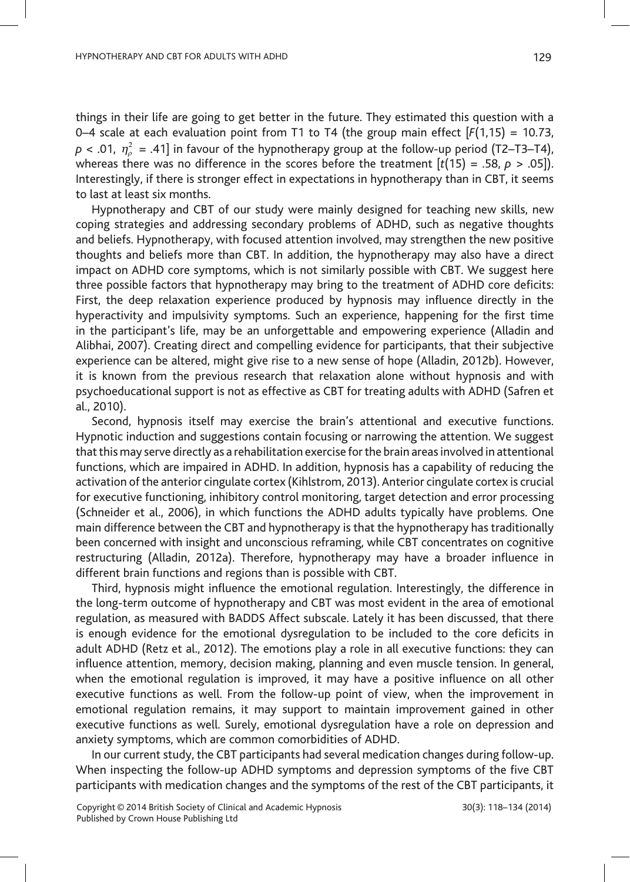things in their life are going to get better in the future. They estimated this question with a 0–4 scale at each evaluation point from T1 to T4 (the group main effect [$F(1,15) = 10.73$, $p < .01$, $\eta_p^2 = .41$] in favour of the hypnotherapy group at the follow-up period (T2–T3–T4), whereas there was no difference in the scores before the treatment [$t(15) = .58$, $p > .05$]). Interestingly, if there is stronger effect in expectations in hypnotherapy than in CBT, it seems to last at least six months.

Hypnotherapy and CBT of our study were mainly designed for teaching new skills, new coping strategies and addressing secondary problems of ADHD, such as negative thoughts and beliefs. Hypnotherapy, with focused attention involved, may strengthen the new positive thoughts and beliefs more than CBT. In addition, the hypnotherapy may also have a direct impact on ADHD core symptoms, which is not similarly possible with CBT. We suggest here three possible factors that hypnotherapy may bring to the treatment of ADHD core deficits: First, the deep relaxation experience produced by hypnosis may influence directly in the hyperactivity and impulsivity symptoms. Such an experience, happening for the first time in the participant's life, may be an unforgettable and empowering experience (Alladin and Alibhai, 2007). Creating direct and compelling evidence for participants, that their subjective experience can be altered, might give rise to a new sense of hope (Alladin, 2012b). However, it is known from the previous research that relaxation alone without hypnosis and with psychoeducational support is not as effective as CBT for treating adults with ADHD (Safren et al., 2010).

Second, hypnosis itself may exercise the brain's attentional and executive functions. Hypnotic induction and suggestions contain focusing or narrowing the attention. We suggest that this may serve directly as a rehabilitation exercise for the brain areas involved in attentional functions, which are impaired in ADHD. In addition, hypnosis has a capability of reducing the activation of the anterior cingulate cortex (Kihlstrom, 2013). Anterior cingulate cortex is crucial for executive functioning, inhibitory control monitoring, target detection and error processing (Schneider et al., 2006), in which functions the ADHD adults typically have problems. One main difference between the CBT and hypnotherapy is that the hypnotherapy has traditionally been concerned with insight and unconscious reframing, while CBT concentrates on cognitive restructuring (Alladin, 2012a). Therefore, hypnotherapy may have a broader influence in different brain functions and regions than is possible with CBT.

Third, hypnosis might influence the emotional regulation. Interestingly, the difference in the long-term outcome of hypnotherapy and CBT was most evident in the area of emotional regulation, as measured with BADDS Affect subscale. Lately it has been discussed, that there is enough evidence for the emotional dysregulation to be included to the core deficits in adult ADHD (Retz et al., 2012). The emotions play a role in all executive functions: they can influence attention, memory, decision making, planning and even muscle tension. In general, when the emotional regulation is improved, it may have a positive influence on all other executive functions as well. From the follow-up point of view, when the improvement in emotional regulation remains, it may support to maintain improvement gained in other executive functions as well. Surely, emotional dysregulation have a role on depression and anxiety symptoms, which are common comorbidities of ADHD.

In our current study, the CBT participants had several medication changes during follow-up. When inspecting the follow-up ADHD symptoms and depression symptoms of the five CBT participants with medication changes and the symptoms of the rest of the CBT participants, it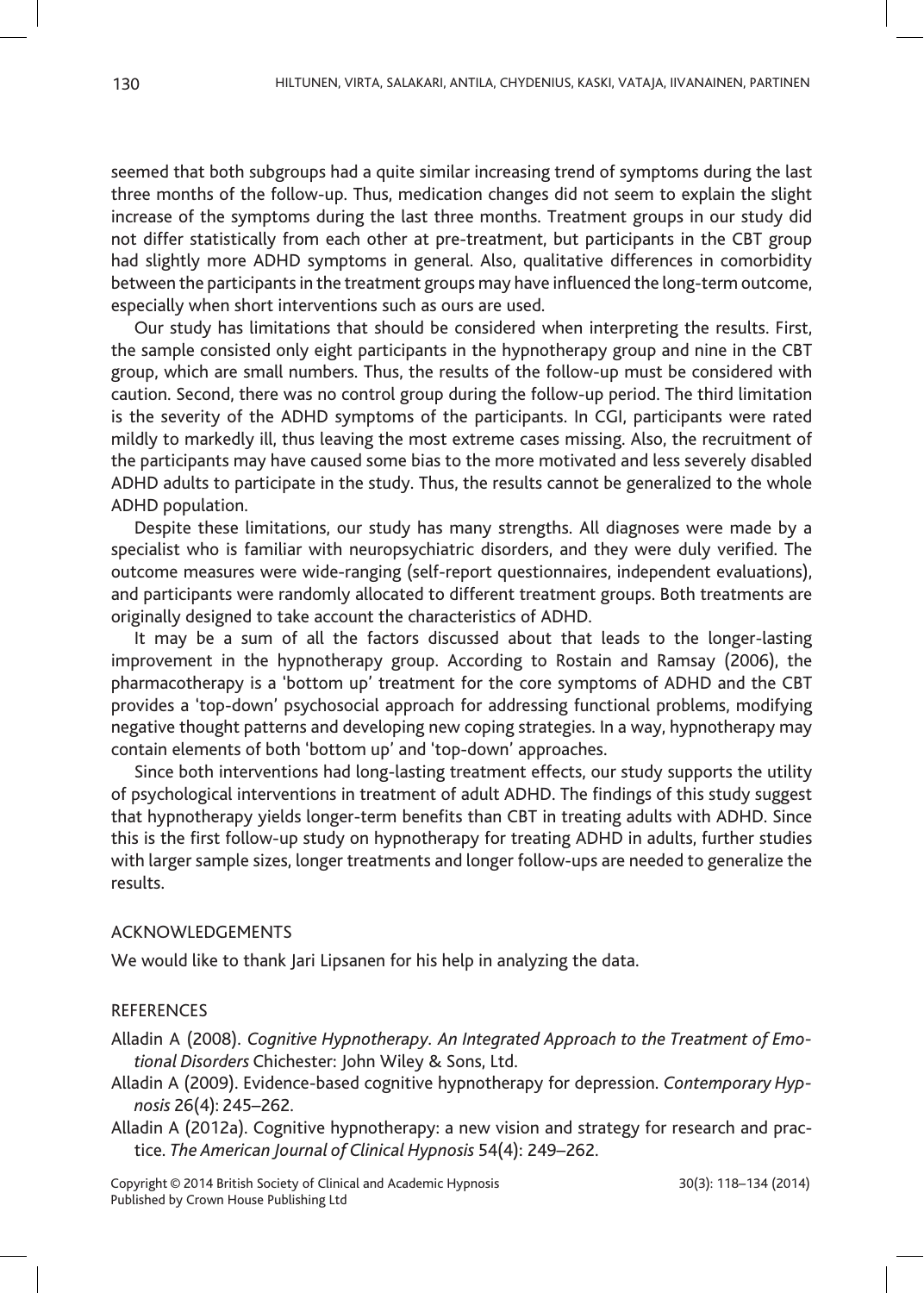seemed that both subgroups had a quite similar increasing trend of symptoms during the last three months of the follow-up. Thus, medication changes did not seem to explain the slight increase of the symptoms during the last three months. Treatment groups in our study did not differ statistically from each other at pre-treatment, but participants in the CBT group had slightly more ADHD symptoms in general. Also, qualitative differences in comorbidity between the participants in the treatment groups may have influenced the long-term outcome, especially when short interventions such as ours are used.

Our study has limitations that should be considered when interpreting the results. First, the sample consisted only eight participants in the hypnotherapy group and nine in the CBT group, which are small numbers. Thus, the results of the follow-up must be considered with caution. Second, there was no control group during the follow-up period. The third limitation is the severity of the ADHD symptoms of the participants. In CGI, participants were rated mildly to markedly ill, thus leaving the most extreme cases missing. Also, the recruitment of the participants may have caused some bias to the more motivated and less severely disabled ADHD adults to participate in the study. Thus, the results cannot be generalized to the whole ADHD population.

Despite these limitations, our study has many strengths. All diagnoses were made by a specialist who is familiar with neuropsychiatric disorders, and they were duly verified. The outcome measures were wide-ranging (self-report questionnaires, independent evaluations), and participants were randomly allocated to different treatment groups. Both treatments are originally designed to take account the characteristics of ADHD.

It may be a sum of all the factors discussed about that leads to the longer-lasting improvement in the hypnotherapy group. According to Rostain and Ramsay (2006), the pharmacotherapy is a 'bottom up' treatment for the core symptoms of ADHD and the CBT provides a 'top-down' psychosocial approach for addressing functional problems, modifying negative thought patterns and developing new coping strategies. In a way, hypnotherapy may contain elements of both 'bottom up' and 'top-down' approaches.

Since both interventions had long-lasting treatment effects, our study supports the utility of psychological interventions in treatment of adult ADHD. The findings of this study suggest that hypnotherapy yields longer-term benefits than CBT in treating adults with ADHD. Since this is the first follow-up study on hypnotherapy for treating ADHD in adults, further studies with larger sample sizes, longer treatments and longer follow-ups are needed to generalize the results.

## ACKNOWLEDGEMENTS

We would like to thank Jari Lipsanen for his help in analyzing the data.

## REFERENCES

Alladin A (2008). *Cognitive Hypnotherapy. An Integrated Approach to the Treatment of Emotional Disorders* Chichester: John Wiley & Sons, Ltd.

Alladin A (2009). Evidence-based cognitive hypnotherapy for depression. *Contemporary Hypnosis* 26(4): 245–262.

Alladin A (2012a). Cognitive hypnotherapy: a new vision and strategy for research and practice. *The American Journal of Clinical Hypnosis* 54(4): 249–262.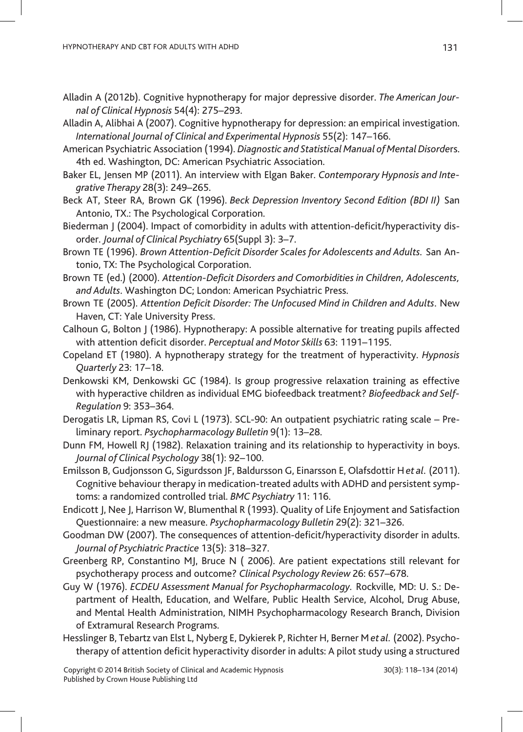Alladin A (2012b). Cognitive hypnotherapy for major depressive disorder. *The American Journal of Clinical Hypnosis* 54(4): 275–293.

Alladin A, Alibhai A (2007). Cognitive hypnotherapy for depression: an empirical investigation. *International Journal of Clinical and Experimental Hypnosis* 55(2): 147–166.

American Psychiatric Association (1994). *Diagnostic and Statistical Manual of Mental Disorders*. 4th ed. Washington, DC: American Psychiatric Association.

Baker EL, Jensen MP (2011). An interview with Elgan Baker. *Contemporary Hypnosis and Integrative Therapy* 28(3): 249–265.

Beck AT, Steer RA, Brown GK (1996). *Beck Depression Inventory Second Edition (BDI II)* San Antonio, TX.: The Psychological Corporation.

Biederman J (2004). Impact of comorbidity in adults with attention-deficit/hyperactivity disorder. *Journal of Clinical Psychiatry* 65(Suppl 3): 3–7.

Brown TE (1996). *Brown Attention-Deficit Disorder Scales for Adolescents and Adults.* San Antonio, TX: The Psychological Corporation.

Brown TE (ed.) (2000). *Attention-Deficit Disorders and Comorbidities in Children, Adolescents, and Adults*. Washington DC; London: American Psychiatric Press.

Brown TE (2005). *Attention Deficit Disorder: The Unfocused Mind in Children and Adults*. New Haven, CT: Yale University Press.

Calhoun G, Bolton J (1986). Hypnotherapy: A possible alternative for treating pupils affected with attention deficit disorder. *Perceptual and Motor Skills* 63: 1191–1195.

Copeland ET (1980). A hypnotherapy strategy for the treatment of hyperactivity. *Hypnosis Quarterly* 23: 17–18.

Denkowski KM, Denkowski GC (1984). Is group progressive relaxation training as effective with hyperactive children as individual EMG biofeedback treatment? *Biofeedback and Self-Regulation* 9: 353–364.

Derogatis LR, Lipman RS, Covi L (1973). SCL-90: An outpatient psychiatric rating scale – Preliminary report. *Psychopharmacology Bulletin* 9(1): 13–28.

Dunn FM, Howell RJ (1982). Relaxation training and its relationship to hyperactivity in boys. *Journal of Clinical Psychology* 38(1): 92–100.

Emilsson B, Gudjonsson G, Sigurdsson JF, Baldursson G, Einarsson E, Olafsdottir H *et al.* (2011). Cognitive behaviour therapy in medication-treated adults with ADHD and persistent symptoms: a randomized controlled trial. *BMC Psychiatry* 11: 116.

Endicott J, Nee J, Harrison W, Blumenthal R (1993). Quality of Life Enjoyment and Satisfaction Questionnaire: a new measure. *Psychopharmacology Bulletin* 29(2): 321–326.

Goodman DW (2007). The consequences of attention-deficit/hyperactivity disorder in adults. *Journal of Psychiatric Practice* 13(5): 318–327.

Greenberg RP, Constantino MJ, Bruce N ( 2006). Are patient expectations still relevant for psychotherapy process and outcome? *Clinical Psychology Review* 26: 657–678.

Guy W (1976). *ECDEU Assessment Manual for Psychopharmacology.* Rockville, MD: U. S.: Department of Health, Education, and Welfare, Public Health Service, Alcohol, Drug Abuse, and Mental Health Administration, NIMH Psychopharmacology Research Branch, Division of Extramural Research Programs.

Hesslinger B, Tebartz van Elst L, Nyberg E, Dykierek P, Richter H, Berner M *et al.* (2002). Psychotherapy of attention deficit hyperactivity disorder in adults: A pilot study using a structured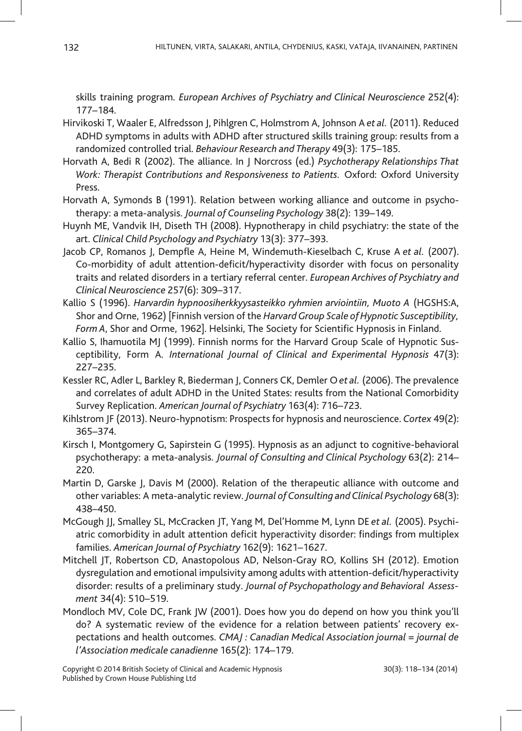skills training program. *European Archives of Psychiatry and Clinical Neuroscience* 252(4): 177–184.

Hirvikoski T, Waaler E, Alfredsson J, Pihlgren C, Holmstrom A, Johnson A *et al.* (2011). Reduced ADHD symptoms in adults with ADHD after structured skills training group: results from a randomized controlled trial. *Behaviour Research and Therapy* 49(3): 175–185.

Horvath A, Bedi R (2002). The alliance. In J Norcross (ed.) *Psychotherapy Relationships That Work: Therapist Contributions and Responsiveness to Patients.* Oxford: Oxford University Press.

Horvath A, Symonds B (1991). Relation between working alliance and outcome in psychotherapy: a meta-analysis. *Journal of Counseling Psychology* 38(2): 139–149.

Huynh ME, Vandvik IH, Diseth TH (2008). Hypnotherapy in child psychiatry: the state of the art. *Clinical Child Psychology and Psychiatry* 13(3): 377–393.

Jacob CP, Romanos J, Dempfle A, Heine M, Windemuth-Kieselbach C, Kruse A *et al.* (2007). Co-morbidity of adult attention-deficit/hyperactivity disorder with focus on personality traits and related disorders in a tertiary referral center. *European Archives of Psychiatry and Clinical Neuroscience* 257(6): 309–317.

Kallio S (1996). *Harvardin hypnoosiherkkyysasteikko ryhmien arviointiin, Muoto A* (HGSHS:A, Shor and Orne, 1962) [Finnish version of the *Harvard Group Scale of Hypnotic Susceptibility, Form A*, Shor and Orme, 1962]. Helsinki, The Society for Scientific Hypnosis in Finland.

Kallio S, Ihamuotila MJ (1999). Finnish norms for the Harvard Group Scale of Hypnotic Susceptibility, Form A. *International Journal of Clinical and Experimental Hypnosis* 47(3): 227–235.

Kessler RC, Adler L, Barkley R, Biederman J, Conners CK, Demler O *et al.* (2006). The prevalence and correlates of adult ADHD in the United States: results from the National Comorbidity Survey Replication. *American Journal of Psychiatry* 163(4): 716–723.

Kihlstrom JF (2013). Neuro-hypnotism: Prospects for hypnosis and neuroscience. *Cortex* 49(2): 365–374.

Kirsch I, Montgomery G, Sapirstein G (1995). Hypnosis as an adjunct to cognitive-behavioral psychotherapy: a meta-analysis. *Journal of Consulting and Clinical Psychology* 63(2): 214–220.

Martin D, Garske J, Davis M (2000). Relation of the therapeutic alliance with outcome and other variables: A meta-analytic review. *Journal of Consulting and Clinical Psychology* 68(3): 438–450.

McGough JJ, Smalley SL, McCracken JT, Yang M, Del'Homme M, Lynn DE *et al.* (2005). Psychiatric comorbidity in adult attention deficit hyperactivity disorder: findings from multiplex families. *American Journal of Psychiatry* 162(9): 1621–1627.

Mitchell JT, Robertson CD, Anastopolous AD, Nelson-Gray RO, Kollins SH (2012). Emotion dysregulation and emotional impulsivity among adults with attention-deficit/hyperactivity disorder: results of a preliminary study. *Journal of Psychopathology and Behavioral Assessment* 34(4): 510–519.

Mondloch MV, Cole DC, Frank JW (2001). Does how you do depend on how you think you'll do? A systematic review of the evidence for a relation between patients' recovery expectations and health outcomes. *CMAJ : Canadian Medical Association journal = journal de l'Association medicale canadienne* 165(2): 174–179.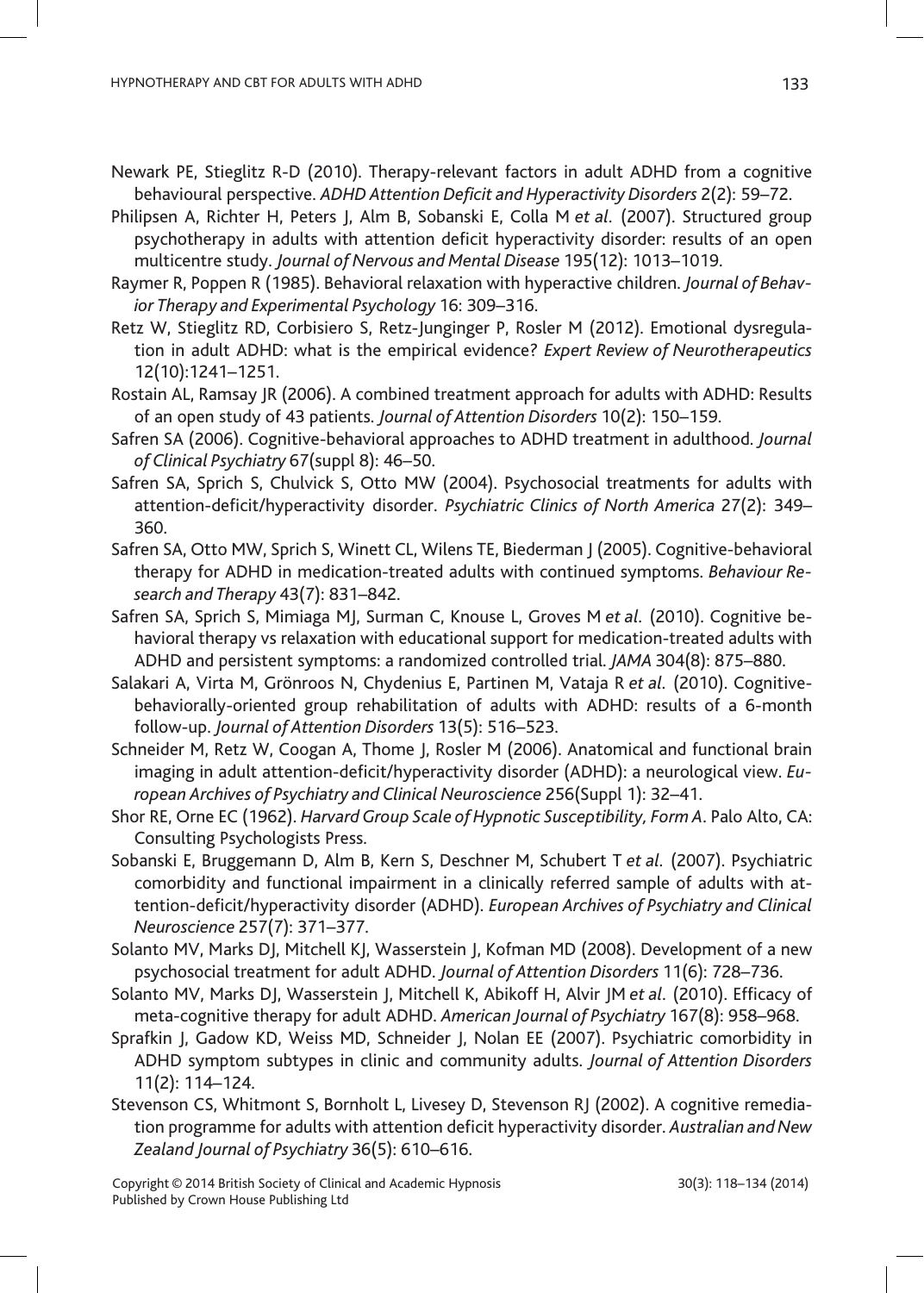Newark PE, Stieglitz R-D (2010). Therapy-relevant factors in adult ADHD from a cognitive behavioural perspective. *ADHD Attention Deficit and Hyperactivity Disorders* 2(2): 59–72.

Philipsen A, Richter H, Peters J, Alm B, Sobanski E, Colla M *et al*. (2007). Structured group psychotherapy in adults with attention deficit hyperactivity disorder: results of an open multicentre study. *Journal of Nervous and Mental Disease* 195(12): 1013–1019.

Raymer R, Poppen R (1985). Behavioral relaxation with hyperactive children. *Journal of Behavior Therapy and Experimental Psychology* 16: 309–316.

Retz W, Stieglitz RD, Corbisiero S, Retz-Junginger P, Rosler M (2012). Emotional dysregulation in adult ADHD: what is the empirical evidence? *Expert Review of Neurotherapeutics* 12(10):1241–1251.

Rostain AL, Ramsay JR (2006). A combined treatment approach for adults with ADHD: Results of an open study of 43 patients. *Journal of Attention Disorders* 10(2): 150–159.

Safren SA (2006). Cognitive-behavioral approaches to ADHD treatment in adulthood. *Journal of Clinical Psychiatry* 67(suppl 8): 46–50.

Safren SA, Sprich S, Chulvick S, Otto MW (2004). Psychosocial treatments for adults with attention-deficit/hyperactivity disorder. *Psychiatric Clinics of North America* 27(2): 349–360.

Safren SA, Otto MW, Sprich S, Winett CL, Wilens TE, Biederman J (2005). Cognitive-behavioral therapy for ADHD in medication-treated adults with continued symptoms. *Behaviour Research and Therapy* 43(7): 831–842.

Safren SA, Sprich S, Mimiaga MJ, Surman C, Knouse L, Groves M *et al*. (2010). Cognitive behavioral therapy vs relaxation with educational support for medication-treated adults with ADHD and persistent symptoms: a randomized controlled trial. *JAMA* 304(8): 875–880.

Salakari A, Virta M, Grönroos N, Chydenius E, Partinen M, Vataja R *et al*. (2010). Cognitive-behaviorally-oriented group rehabilitation of adults with ADHD: results of a 6-month follow-up. *Journal of Attention Disorders* 13(5): 516–523.

Schneider M, Retz W, Coogan A, Thome J, Rosler M (2006). Anatomical and functional brain imaging in adult attention-deficit/hyperactivity disorder (ADHD): a neurological view. *European Archives of Psychiatry and Clinical Neuroscience* 256(Suppl 1): 32–41.

Shor RE, Orne EC (1962). *Harvard Group Scale of Hypnotic Susceptibility, Form A*. Palo Alto, CA: Consulting Psychologists Press.

Sobanski E, Bruggemann D, Alm B, Kern S, Deschner M, Schubert T *et al*. (2007). Psychiatric comorbidity and functional impairment in a clinically referred sample of adults with attention-deficit/hyperactivity disorder (ADHD). *European Archives of Psychiatry and Clinical Neuroscience* 257(7): 371–377.

Solanto MV, Marks DJ, Mitchell KJ, Wasserstein J, Kofman MD (2008). Development of a new psychosocial treatment for adult ADHD. *Journal of Attention Disorders* 11(6): 728–736.

Solanto MV, Marks DJ, Wasserstein J, Mitchell K, Abikoff H, Alvir JM *et al*. (2010). Efficacy of meta-cognitive therapy for adult ADHD. *American Journal of Psychiatry* 167(8): 958–968.

Sprafkin J, Gadow KD, Weiss MD, Schneider J, Nolan EE (2007). Psychiatric comorbidity in ADHD symptom subtypes in clinic and community adults. *Journal of Attention Disorders* 11(2): 114–124.

Stevenson CS, Whitmont S, Bornholt L, Livesey D, Stevenson RJ (2002). A cognitive remediation programme for adults with attention deficit hyperactivity disorder. *Australian and New Zealand Journal of Psychiatry* 36(5): 610–616.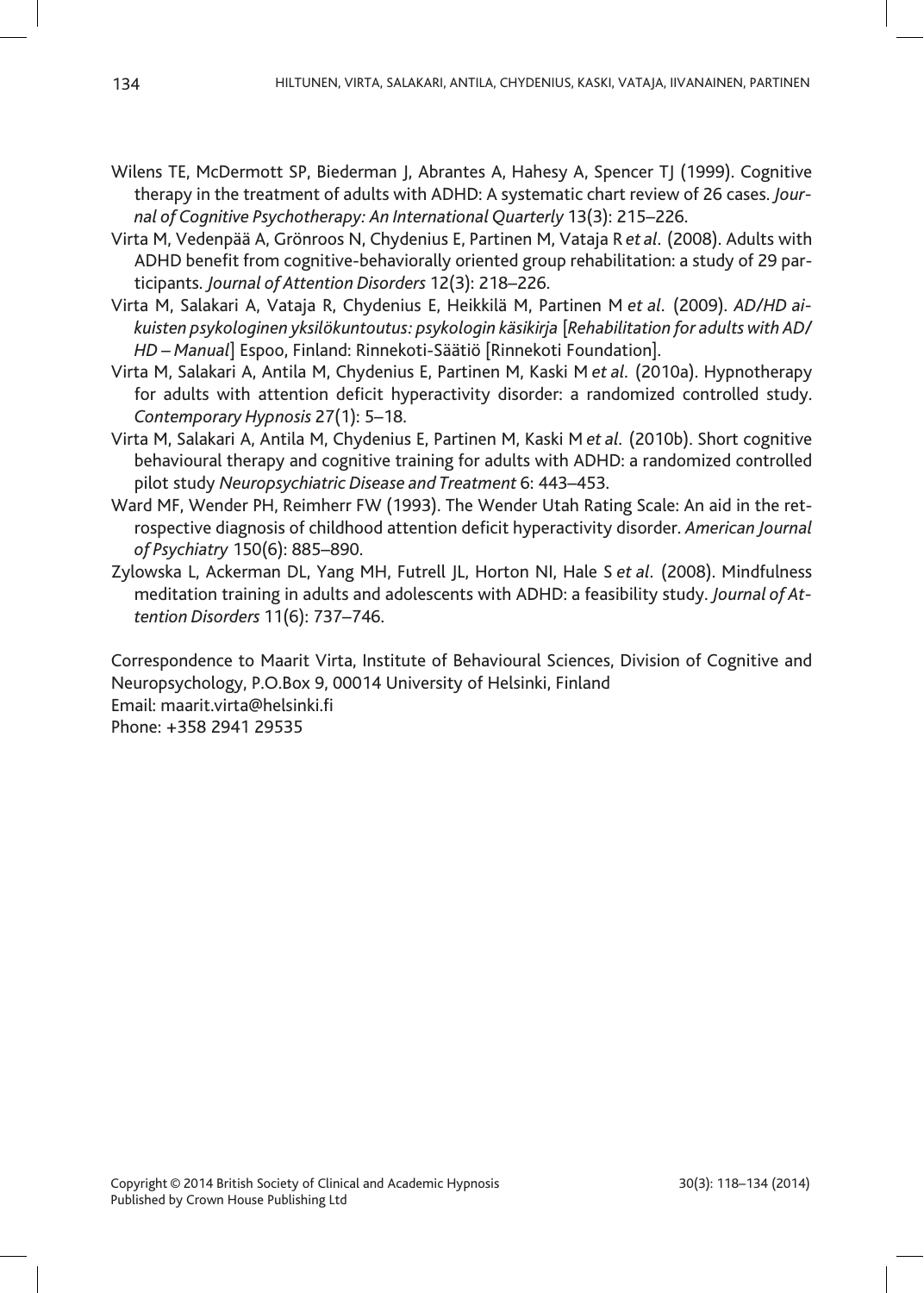Wilens TE, McDermott SP, Biederman J, Abrantes A, Hahesy A, Spencer TJ (1999). Cognitive therapy in the treatment of adults with ADHD: A systematic chart review of 26 cases. *Journal of Cognitive Psychotherapy: An International Quarterly* 13(3): 215–226.

Virta M, Vedenpää A, Grönroos N, Chydenius E, Partinen M, Vataja R *et al*. (2008). Adults with ADHD benefit from cognitive-behaviorally oriented group rehabilitation: a study of 29 participants. *Journal of Attention Disorders* 12(3): 218–226.

Virta M, Salakari A, Vataja R, Chydenius E, Heikkilä M, Partinen M *et al*. (2009). *AD/HD aikuisten psykologinen yksilökuntoutus: psykologin käsikirja* [*Rehabilitation for adults with AD/HD – Manual*] Espoo, Finland: Rinnekoti-Säätiö [Rinnekoti Foundation].

Virta M, Salakari A, Antila M, Chydenius E, Partinen M, Kaski M *et al*. (2010a). Hypnotherapy for adults with attention deficit hyperactivity disorder: a randomized controlled study. *Contemporary Hypnosis* 27(1): 5–18.

Virta M, Salakari A, Antila M, Chydenius E, Partinen M, Kaski M *et al*. (2010b). Short cognitive behavioural therapy and cognitive training for adults with ADHD: a randomized controlled pilot study *Neuropsychiatric Disease and Treatment* 6: 443–453.

Ward MF, Wender PH, Reimherr FW (1993). The Wender Utah Rating Scale: An aid in the retrospective diagnosis of childhood attention deficit hyperactivity disorder. *American Journal of Psychiatry* 150(6): 885–890.

Zylowska L, Ackerman DL, Yang MH, Futrell JL, Horton NI, Hale S *et al*. (2008). Mindfulness meditation training in adults and adolescents with ADHD: a feasibility study. *Journal of Attention Disorders* 11(6): 737–746.

Correspondence to Maarit Virta, Institute of Behavioural Sciences, Division of Cognitive and Neuropsychology, P.O.Box 9, 00014 University of Helsinki, Finland
Email: maarit.virta@helsinki.fi
Phone: +358 2941 29535

Copyright © 2014 British Society of Clinical and Academic Hypnosis
Published by Crown House Publishing Ltd